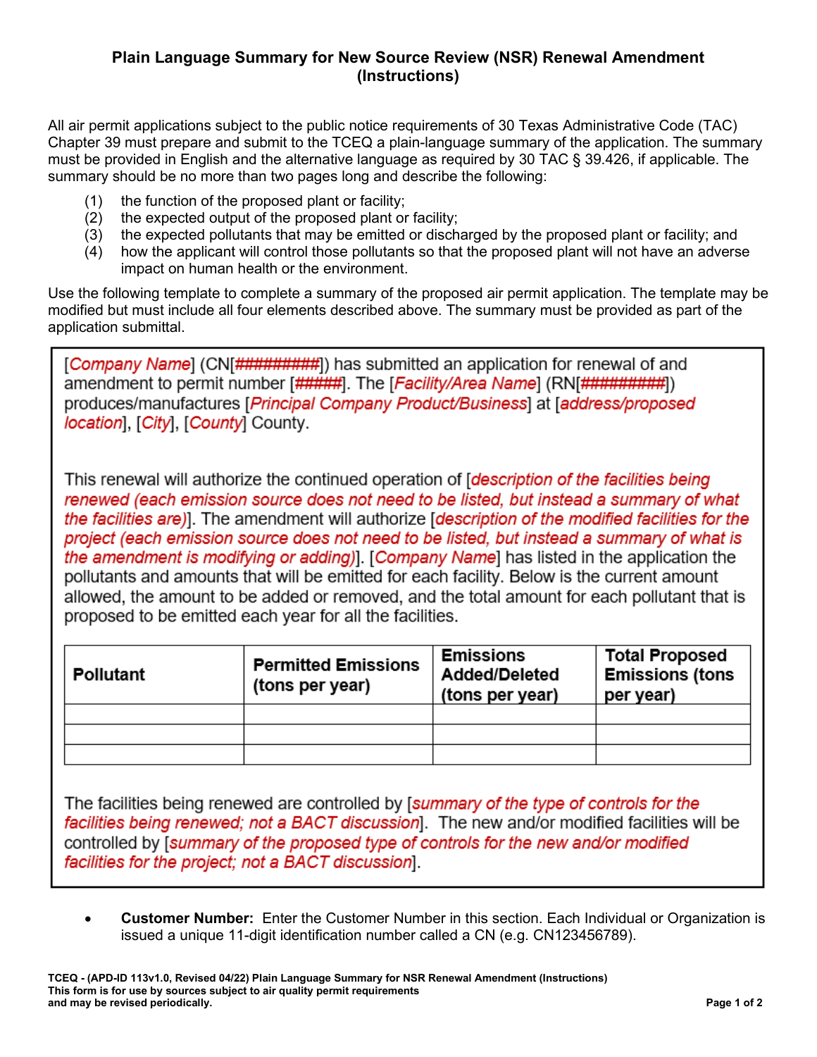# Plain Language Summary for New Source Review (NSR) Renewal Amendment (Instructions)

All air permit applications subject to the public notice requirements of 30 Texas Administrative Code (TAC) Chapter 39 must prepare and submit to the TCEQ a plain-language summary of the application. The summary must be provided in English and the alternative language as required by 30 TAC § 39.426, if applicable. The summary should be no more than two pages long and describe the following:

(1) the function of the proposed plant or facility;
(2) the expected output of the proposed plant or facility;
(3) the expected pollutants that may be emitted or discharged by the proposed plant or facility; and
(4) how the applicant will control those pollutants so that the proposed plant will not have an adverse impact on human health or the environment.

Use the following template to complete a summary of the proposed air permit application. The template may be modified but must include all four elements described above. The summary must be provided as part of the application submittal.

---

[*Company Name*] (CN[*#########*]) has submitted an application for renewal of and amendment to permit number [*#####*]. The [*Facility/Area Name*] (RN[*#########*]) produces/manufactures [*Principal Company Product/Business*] at [*address/proposed location*], [*City*], [*County*] County.

This renewal will authorize the continued operation of [*description of the facilities being renewed (each emission source does not need to be listed, but instead a summary of what the facilities are)*]. The amendment will authorize [*description of the modified facilities for the project (each emission source does not need to be listed, but instead a summary of what is the amendment is modifying or adding)*]. [*Company Name*] has listed in the application the pollutants and amounts that will be emitted for each facility. Below is the current amount allowed, the amount to be added or removed, and the total amount for each pollutant that is proposed to be emitted each year for all the facilities.

| Pollutant | Permitted Emissions (tons per year) | Emissions Added/Deleted (tons per year) | Total Proposed Emissions (tons per year) |
|---|---|---|---|
| | | | |
| | | | |
| | | | |

The facilities being renewed are controlled by [*summary of the type of controls for the facilities being renewed; not a BACT discussion*]. The new and/or modified facilities will be controlled by [*summary of the proposed type of controls for the new and/or modified facilities for the project; not a BACT discussion*].

---

- **Customer Number:** Enter the Customer Number in this section. Each Individual or Organization is issued a unique 11-digit identification number called a CN (e.g. CN123456789).

**TCEQ - (APD-ID 113v1.0, Revised 04/22) Plain Language Summary for NSR Renewal Amendment (Instructions)**
**This form is for use by sources subject to air quality permit requirements and may be revised periodically.**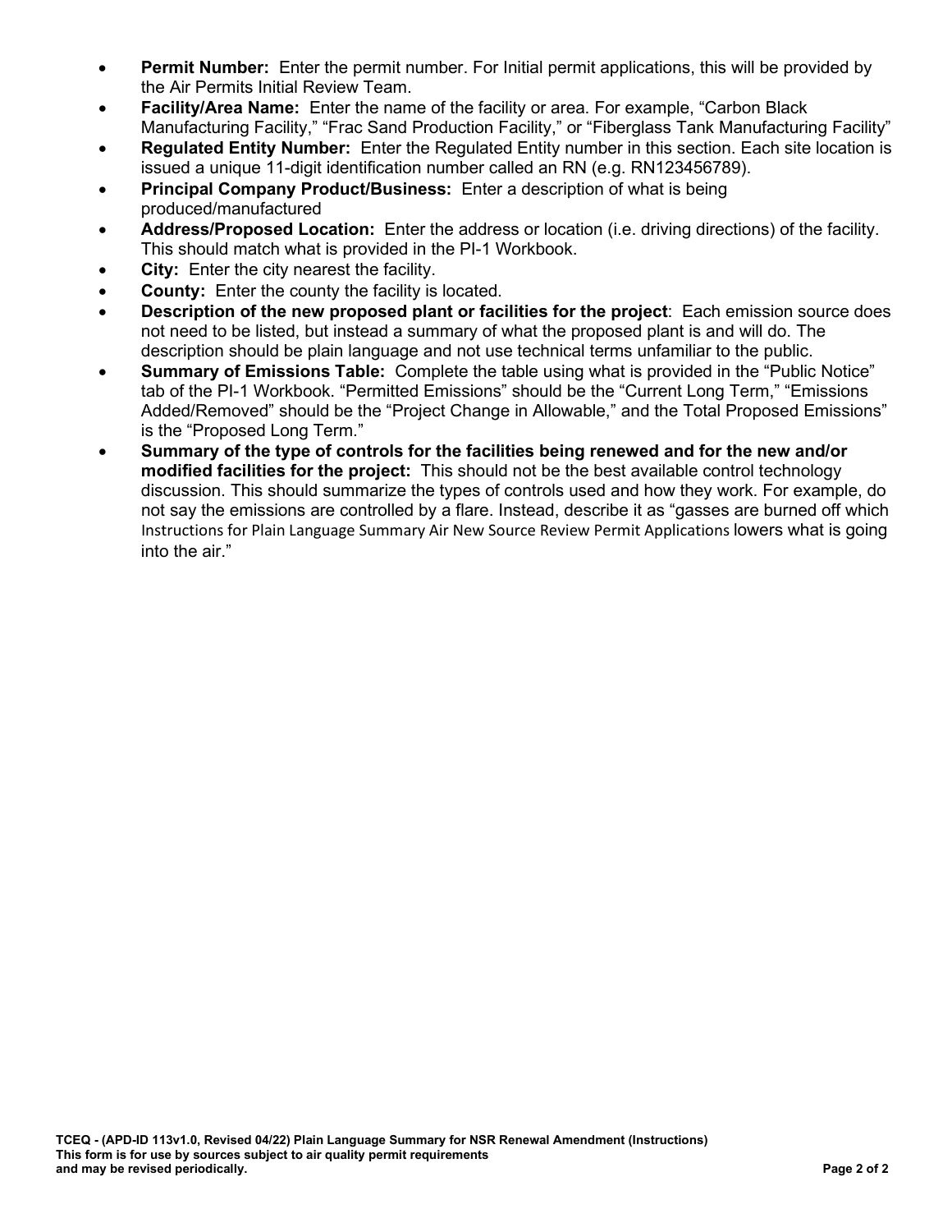- **Permit Number:** Enter the permit number. For Initial permit applications, this will be provided by the Air Permits Initial Review Team.
- **Facility/Area Name:** Enter the name of the facility or area. For example, "Carbon Black Manufacturing Facility," "Frac Sand Production Facility," or "Fiberglass Tank Manufacturing Facility"
- **Regulated Entity Number:** Enter the Regulated Entity number in this section. Each site location is issued a unique 11-digit identification number called an RN (e.g. RN123456789).
- **Principal Company Product/Business:** Enter a description of what is being produced/manufactured
- **Address/Proposed Location:** Enter the address or location (i.e. driving directions) of the facility. This should match what is provided in the PI-1 Workbook.
- **City:** Enter the city nearest the facility.
- **County:** Enter the county the facility is located.
- **Description of the new proposed plant or facilities for the project**: Each emission source does not need to be listed, but instead a summary of what the proposed plant is and will do. The description should be plain language and not use technical terms unfamiliar to the public.
- **Summary of Emissions Table:** Complete the table using what is provided in the "Public Notice" tab of the PI-1 Workbook. "Permitted Emissions" should be the "Current Long Term," "Emissions Added/Removed" should be the "Project Change in Allowable," and the Total Proposed Emissions" is the "Proposed Long Term."
- **Summary of the type of controls for the facilities being renewed and for the new and/or modified facilities for the project:** This should not be the best available control technology discussion. This should summarize the types of controls used and how they work. For example, do not say the emissions are controlled by a flare. Instead, describe it as "gasses are burned off which Instructions for Plain Language Summary Air New Source Review Permit Applications lowers what is going into the air."